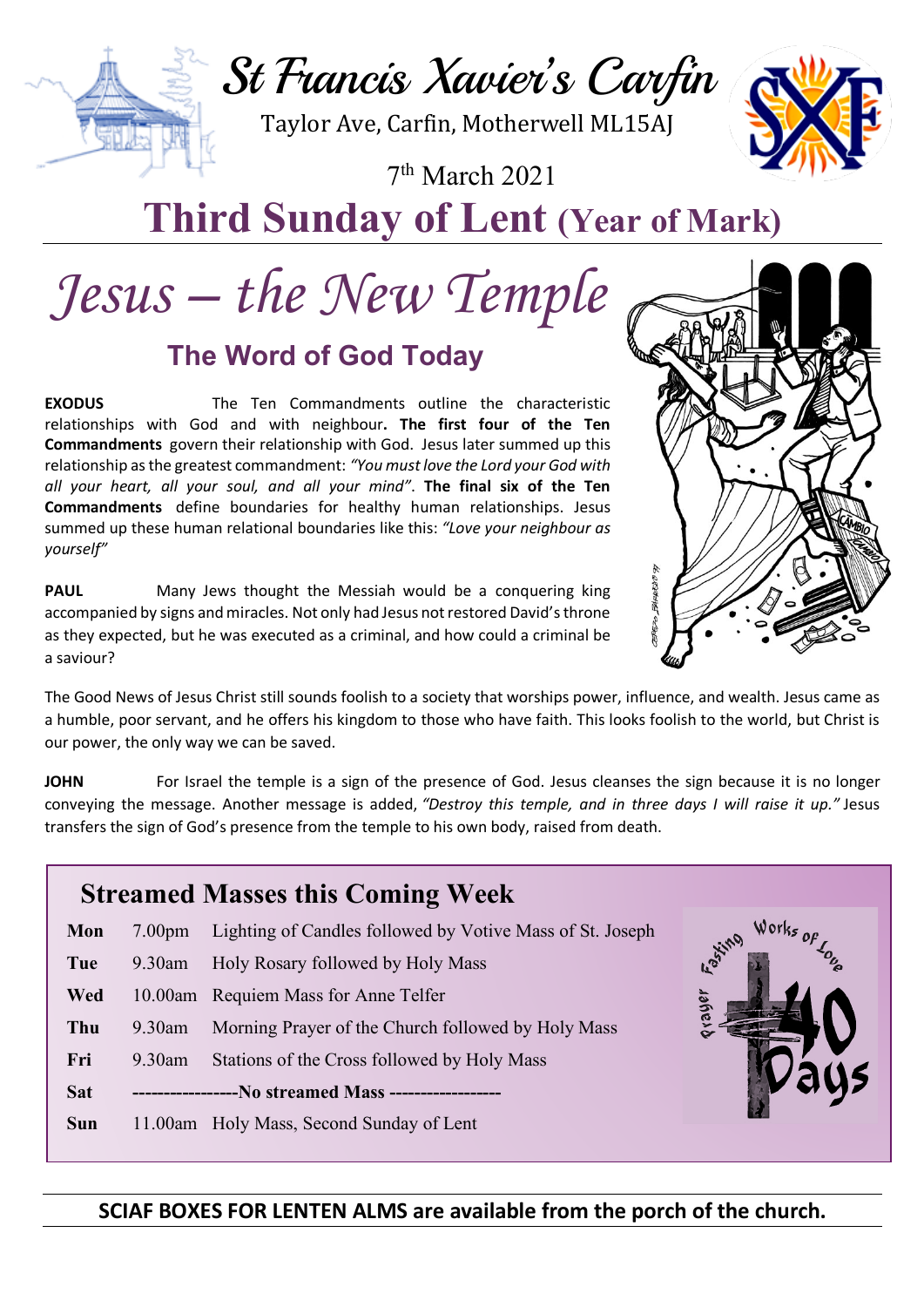# St Francis Xavier's Carfin

Taylor Ave, Carfin, Motherwell ML15AJ

7th March 2021

# Third Sunday of Lent (Year of Mark)

# *Jesus – the New Temple*

## The Word of God Today

**EXODUS** The Ten Commandments outline the characteristic relationships with God and with neighbour**. The first four of the Ten Commandments** govern their relationship with God. Jesus later summed up this relationship as the greatest commandment: *"You must love the Lord your God with all your heart, all your soul, and all your mind"*. **The final six of the Ten Commandments** define boundaries for healthy human relationships. Jesus summed up these human relational boundaries like this: *"Love your neighbour as yourself"*

**PAUL** Many Jews thought the Messiah would be a conquering king accompanied by signs and miracles. Not only had Jesus not restored David's throne as they expected, but he was executed as a criminal, and how could a criminal be a saviour?

The Good News of Jesus Christ still sounds foolish to a society that worships power, influence, and wealth. Jesus came as a humble, poor servant, and he offers his kingdom to those who have faith. This looks foolish to the world, but Christ is our power, the only way we can be saved.

**JOHN** For Israel the temple is a sign of the presence of God. Jesus cleanses the sign because it is no longer conveying the message. Another message is added, *"Destroy this temple, and in three days I will raise it up."* Jesus transfers the sign of God's presence from the temple to his own body, raised from death.

## Streamed Masses this Coming Week

| | | |
|---|---|---|
| **Mon** | 7.00pm | Lighting of Candles followed by Votive Mass of St. Joseph |
| **Tue** | 9.30am | Holy Rosary followed by Holy Mass |
| **Wed** | 10.00am | Requiem Mass for Anne Telfer |
| **Thu** | 9.30am | Morning Prayer of the Church followed by Holy Mass |
| **Fri** | 9.30am | Stations of the Cross followed by Holy Mass |
| **Sat** | **-----------------No streamed Mass ------------------** | |
| **Sun** | 11.00am | Holy Mass, Second Sunday of Lent |

**SCIAF BOXES FOR LENTEN ALMS are available from the porch of the church.**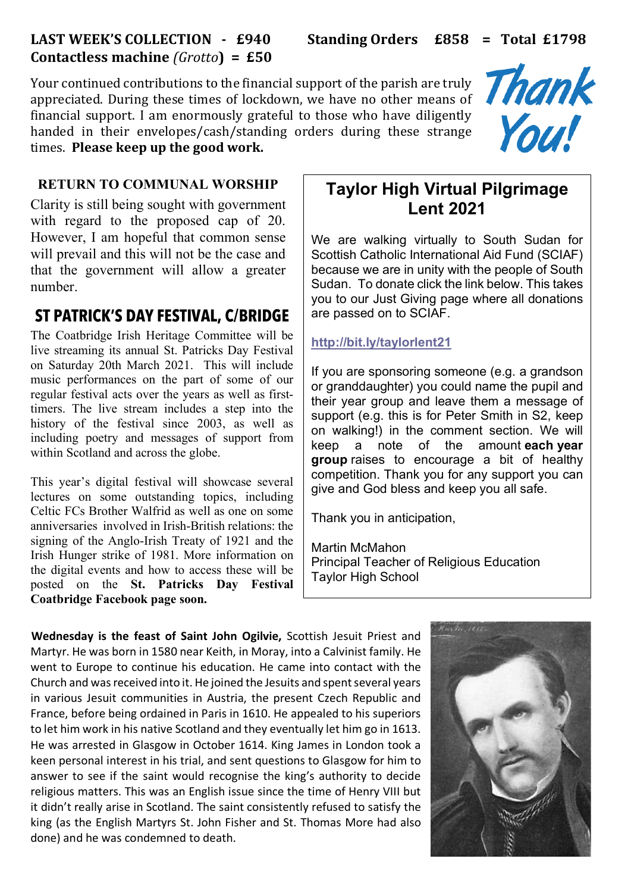**LAST WEEK'S COLLECTION - £940 Standing Orders £858 = Total £1798**
**Contactless machine *(Grotto*) = £50**

Your continued contributions to the financial support of the parish are truly appreciated. During these times of lockdown, we have no other means of financial support. I am enormously grateful to those who diligently handed in their envelopes/cash/standing orders during these strange times. **Please keep up the good work.**

*Thank You!*

## RETURN TO COMMUNAL WORSHIP

Clarity is still being sought with government with regard to the proposed cap of 20. However, I am hopeful that common sense will prevail and this will not be the case and that the government will allow a greater number.

## ST PATRICK'S DAY FESTIVAL, C/BRIDGE

The Coatbridge Irish Heritage Committee will be live streaming its annual St. Patricks Day Festival on Saturday 20th March 2021. This will include music performances on the part of some of our regular festival acts over the years as well as first-timers. The live stream includes a step into the history of the festival since 2003, as well as including poetry and messages of support from within Scotland and across the globe.

This year's digital festival will showcase several lectures on some outstanding topics, including Celtic FCs Brother Walfrid as well as one on some anniversaries involved in Irish-British relations: the signing of the Anglo-Irish Treaty of 1921 and the Irish Hunger strike of 1981. More information on the digital events and how to access these will be posted on the **St. Patricks Day Festival Coatbridge Facebook page soon.**

## Taylor High Virtual Pilgrimage Lent 2021

We are walking virtually to South Sudan for Scottish Catholic International Aid Fund (SCIAF) because we are in unity with the people of South Sudan. To donate click the link below. This takes you to our Just Giving page where all donations are passed on to SCIAF.

**http://bit.ly/taylorlent21**

If you are sponsoring someone (e.g. a grandson or granddaughter) you could name the pupil and their year group and leave them a message of support (e.g. this is for Peter Smith in S2, keep on walking!) in the comment section. We will keep a note of the amount **each year group** raises to encourage a bit of healthy competition. Thank you for any support you can give and God bless and keep you all safe.

Thank you in anticipation,

Martin McMahon
Principal Teacher of Religious Education
Taylor High School

**Wednesday is the feast of Saint John Ogilvie,** Scottish Jesuit Priest and Martyr. He was born in 1580 near Keith, in Moray, into a Calvinist family. He went to Europe to continue his education. He came into contact with the Church and was received into it. He joined the Jesuits and spent several years in various Jesuit communities in Austria, the present Czech Republic and France, before being ordained in Paris in 1610. He appealed to his superiors to let him work in his native Scotland and they eventually let him go in 1613. He was arrested in Glasgow in October 1614. King James in London took a keen personal interest in his trial, and sent questions to Glasgow for him to answer to see if the saint would recognise the king's authority to decide religious matters. This was an English issue since the time of Henry VIII but it didn't really arise in Scotland. The saint consistently refused to satisfy the king (as the English Martyrs St. John Fisher and St. Thomas More had also done) and he was condemned to death.